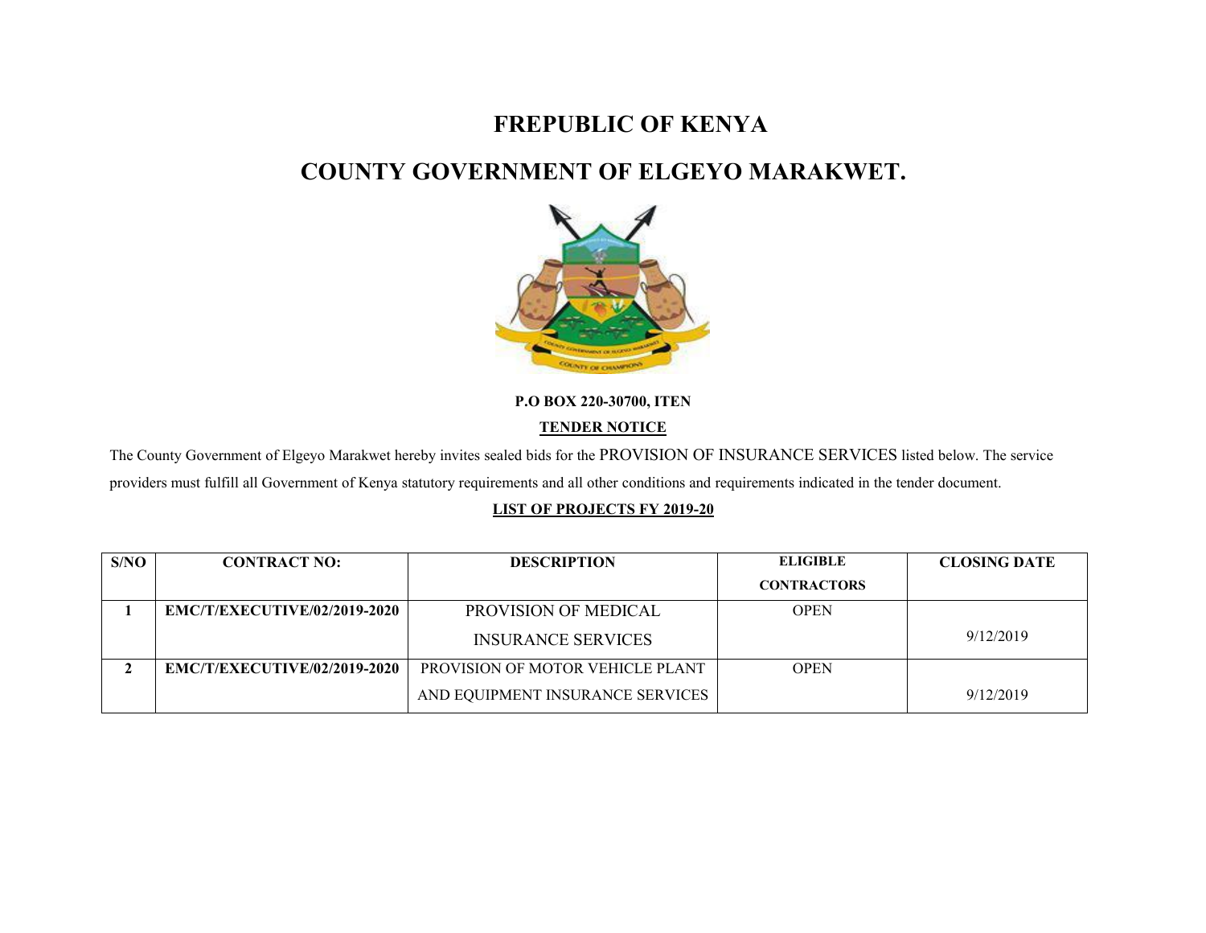# FREPUBLIC OF KENYA

# COUNTY GOVERNMENT OF ELGEYO MARAKWET.

**P.O BOX 220-30700, ITEN**

**TENDER NOTICE**

The County Government of Elgeyo Marakwet hereby invites sealed bids for the PROVISION OF INSURANCE SERVICES listed below. The service providers must fulfill all Government of Kenya statutory requirements and all other conditions and requirements indicated in the tender document.

**LIST OF PROJECTS FY 2019-20**

| S/NO | CONTRACT NO: | DESCRIPTION | ELIGIBLE CONTRACTORS | CLOSING DATE |
|---|---|---|---|---|
| 1 | EMC/T/EXECUTIVE/02/2019-2020 | PROVISION OF MEDICAL INSURANCE SERVICES | OPEN | 9/12/2019 |
| 2 | EMC/T/EXECUTIVE/02/2019-2020 | PROVISION OF MOTOR VEHICLE PLANT AND EQUIPMENT INSURANCE SERVICES | OPEN | 9/12/2019 |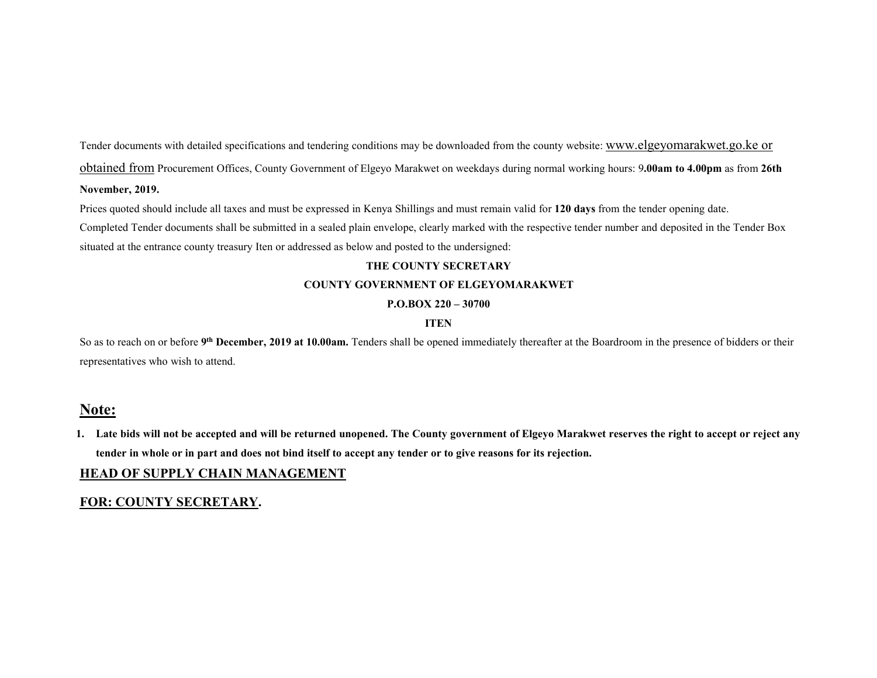Tender documents with detailed specifications and tendering conditions may be downloaded from the county website: www.elgeyomarakwet.go.ke or obtained from Procurement Offices, County Government of Elgeyo Marakwet on weekdays during normal working hours: 9**.00am to 4.00pm** as from **26th November, 2019.**

Prices quoted should include all taxes and must be expressed in Kenya Shillings and must remain valid for **120 days** from the tender opening date.

Completed Tender documents shall be submitted in a sealed plain envelope, clearly marked with the respective tender number and deposited in the Tender Box situated at the entrance county treasury Iten or addressed as below and posted to the undersigned:

**THE COUNTY SECRETARY**

**COUNTY GOVERNMENT OF ELGEYOMARAKWET**

**P.O.BOX 220 – 30700**

**ITEN**

So as to reach on or before **9th December, 2019 at 10.00am.** Tenders shall be opened immediately thereafter at the Boardroom in the presence of bidders or their representatives who wish to attend.

## Note:

1. **Late bids will not be accepted and will be returned unopened. The County government of Elgeyo Marakwet reserves the right to accept or reject any tender in whole or in part and does not bind itself to accept any tender or to give reasons for its rejection.**

**HEAD OF SUPPLY CHAIN MANAGEMENT**

**FOR: COUNTY SECRETARY.**